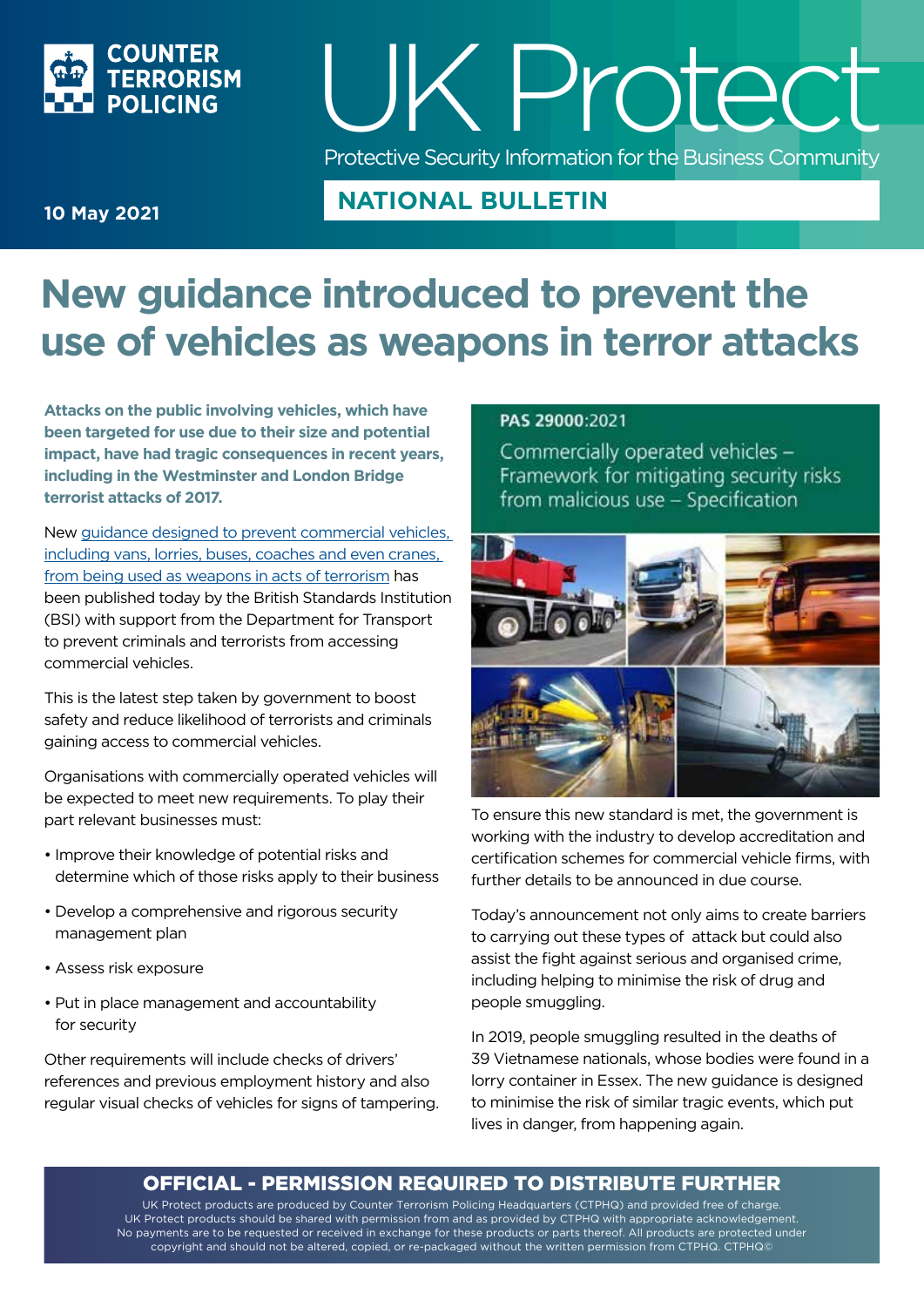COUNTER TERRORISM POLICING

# UK Protect

Protective Security Information for the Business Community

**10 May 2021**

**NATIONAL BULLETIN**

# New guidance introduced to prevent the use of vehicles as weapons in terror attacks

**Attacks on the public involving vehicles, which have been targeted for use due to their size and potential impact, have had tragic consequences in recent years, including in the Westminster and London Bridge terrorist attacks of 2017.**

New guidance designed to prevent commercial vehicles, including vans, lorries, buses, coaches and even cranes, from being used as weapons in acts of terrorism has been published today by the British Standards Institution (BSI) with support from the Department for Transport to prevent criminals and terrorists from accessing commercial vehicles.

This is the latest step taken by government to boost safety and reduce likelihood of terrorists and criminals gaining access to commercial vehicles.

Organisations with commercially operated vehicles will be expected to meet new requirements. To play their part relevant businesses must:

- Improve their knowledge of potential risks and determine which of those risks apply to their business
- Develop a comprehensive and rigorous security management plan
- Assess risk exposure
- Put in place management and accountability for security

Other requirements will include checks of drivers' references and previous employment history and also regular visual checks of vehicles for signs of tampering.

PAS 29000:2021

Commercially operated vehicles – Framework for mitigating security risks from malicious use – Specification

To ensure this new standard is met, the government is working with the industry to develop accreditation and certification schemes for commercial vehicle firms, with further details to be announced in due course.

Today's announcement not only aims to create barriers to carrying out these types of attack but could also assist the fight against serious and organised crime, including helping to minimise the risk of drug and people smuggling.

In 2019, people smuggling resulted in the deaths of 39 Vietnamese nationals, whose bodies were found in a lorry container in Essex. The new guidance is designed to minimise the risk of similar tragic events, which put lives in danger, from happening again.

**OFFICIAL - PERMISSION REQUIRED TO DISTRIBUTE FURTHER**

UK Protect products are produced by Counter Terrorism Policing Headquarters (CTPHQ) and provided free of charge. UK Protect products should be shared with permission from and as provided by CTPHQ with appropriate acknowledgement. No payments are to be requested or received in exchange for these products or parts thereof. All products are protected under copyright and should not be altered, copied, or re-packaged without the written permission from CTPHQ. CTPHQ©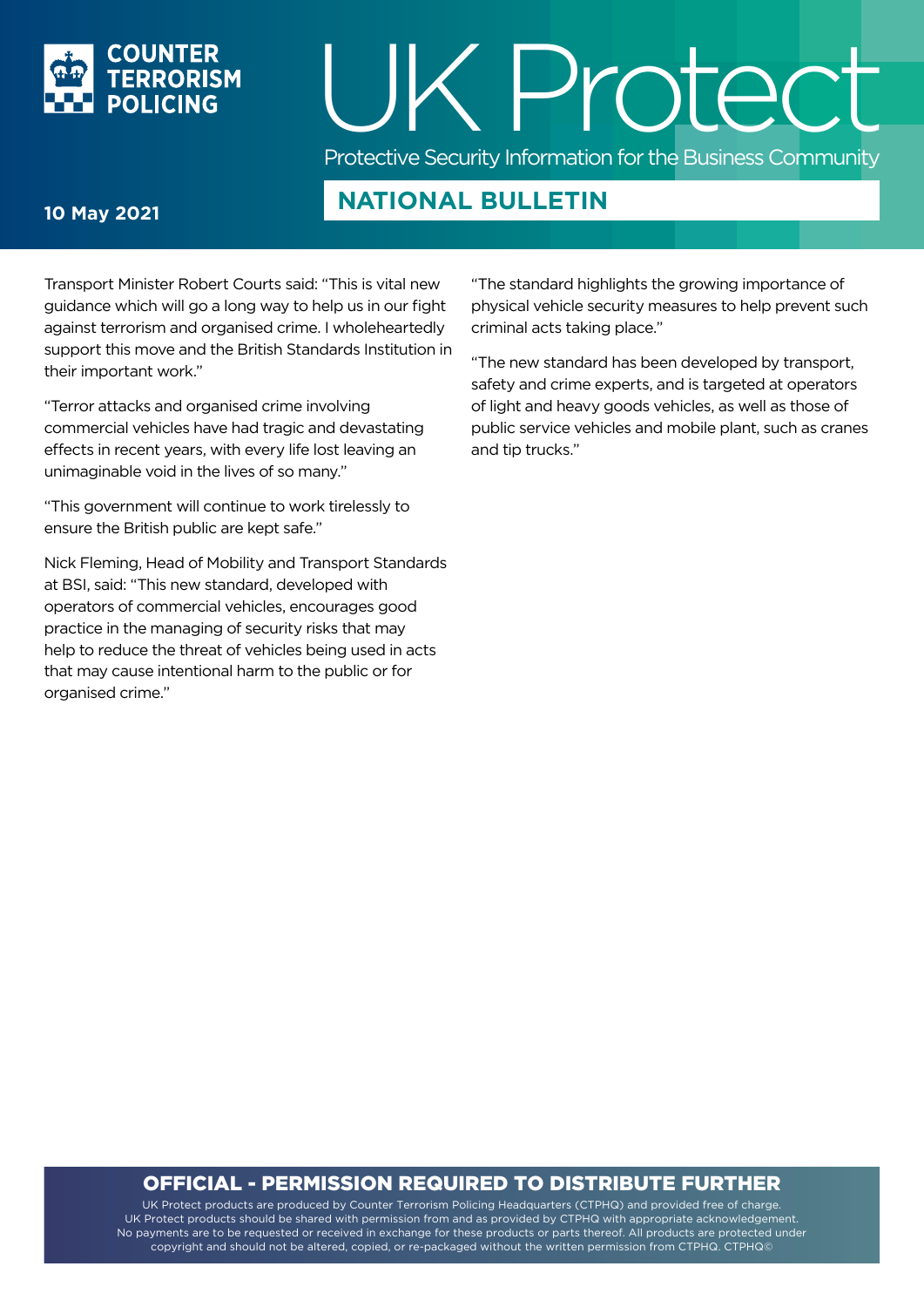Transport Minister Robert Courts said: "This is vital new guidance which will go a long way to help us in our fight against terrorism and organised crime. I wholeheartedly support this move and the British Standards Institution in their important work."

"Terror attacks and organised crime involving commercial vehicles have had tragic and devastating effects in recent years, with every life lost leaving an unimaginable void in the lives of so many."

"This government will continue to work tirelessly to ensure the British public are kept safe."

Nick Fleming, Head of Mobility and Transport Standards at BSI, said: "This new standard, developed with operators of commercial vehicles, encourages good practice in the managing of security risks that may help to reduce the threat of vehicles being used in acts that may cause intentional harm to the public or for organised crime."

"The standard highlights the growing importance of physical vehicle security measures to help prevent such criminal acts taking place."

"The new standard has been developed by transport, safety and crime experts, and is targeted at operators of light and heavy goods vehicles, as well as those of public service vehicles and mobile plant, such as cranes and tip trucks."

**OFFICIAL - PERMISSION REQUIRED TO DISTRIBUTE FURTHER**

UK Protect products are produced by Counter Terrorism Policing Headquarters (CTPHQ) and provided free of charge. UK Protect products should be shared with permission from and as provided by CTPHQ with appropriate acknowledgement. No payments are to be requested or received in exchange for these products or parts thereof. All products are protected under copyright and should not be altered, copied, or re-packaged without the written permission from CTPHQ. CTPHQ©